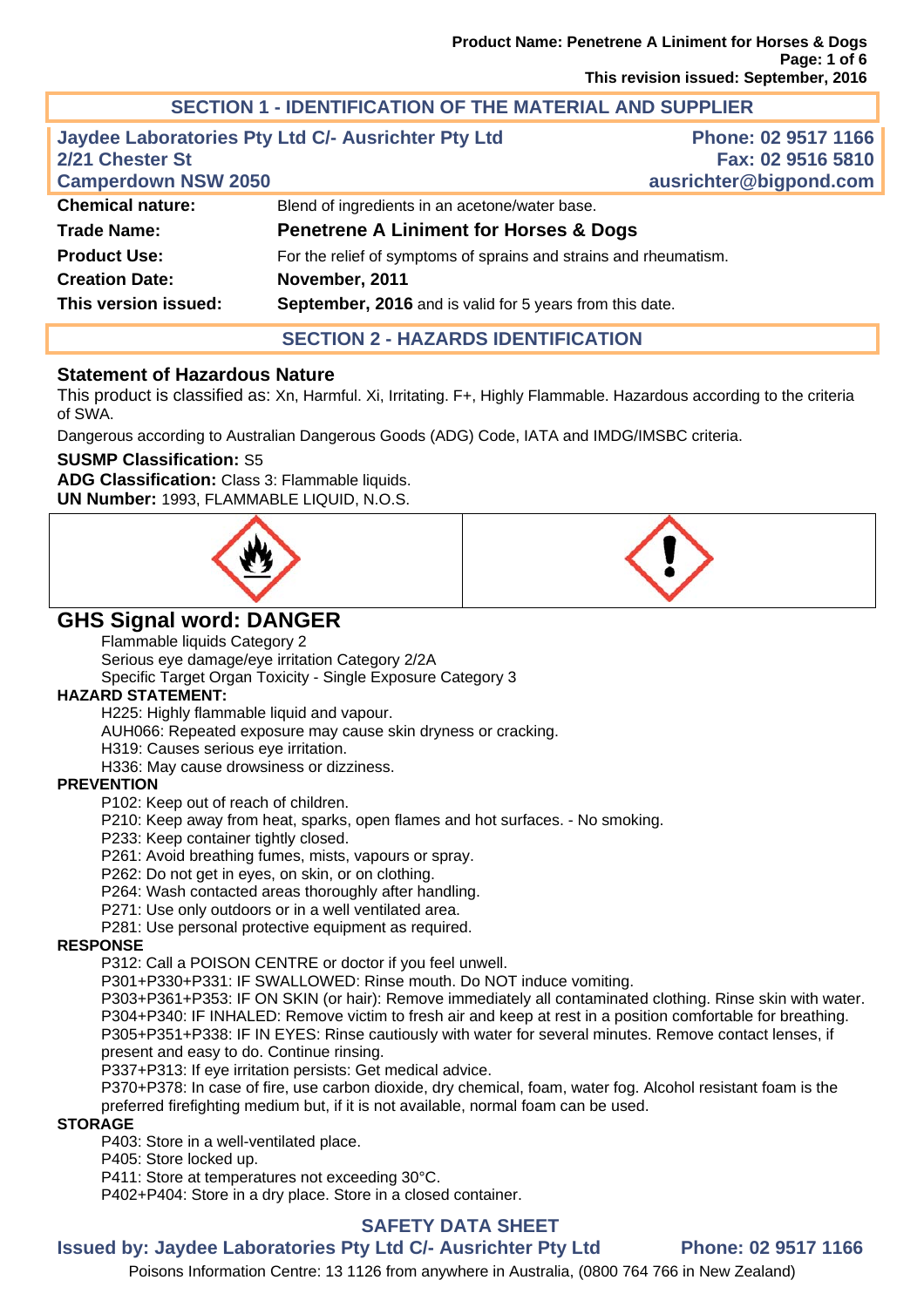## SECTION 1 - IDENTIFICATION OF THE MATERIAL AND SUPPLIER

**Jaydee Laboratories Pty Ltd C/- Ausrichter Pty Ltd**
**2/21 Chester St**
**Camperdown NSW 2050**

**Phone: 02 9517 1166**
**Fax: 02 9516 5810**
**ausrichter@bigpond.com**

| | |
|---|---|
| **Chemical nature:** | Blend of ingredients in an acetone/water base. |
| **Trade Name:** | **Penetrene A Liniment for Horses & Dogs** |
| **Product Use:** | For the relief of symptoms of sprains and strains and rheumatism. |
| **Creation Date:** | **November, 2011** |
| **This version issued:** | **September, 2016** and is valid for 5 years from this date. |

## SECTION 2 - HAZARDS IDENTIFICATION

### Statement of Hazardous Nature

This product is classified as: Xn, Harmful. Xi, Irritating. F+, Highly Flammable. Hazardous according to the criteria of SWA.

Dangerous according to Australian Dangerous Goods (ADG) Code, IATA and IMDG/IMSBC criteria.

**SUSMP Classification:** S5
**ADG Classification:** Class 3: Flammable liquids.
**UN Number:** 1993, FLAMMABLE LIQUID, N.O.S.

## GHS Signal word: DANGER

Flammable liquids Category 2
Serious eye damage/eye irritation Category 2/2A
Specific Target Organ Toxicity - Single Exposure Category 3

**HAZARD STATEMENT:**

H225: Highly flammable liquid and vapour.
AUH066: Repeated exposure may cause skin dryness or cracking.
H319: Causes serious eye irritation.
H336: May cause drowsiness or dizziness.

**PREVENTION**

P102: Keep out of reach of children.
P210: Keep away from heat, sparks, open flames and hot surfaces. - No smoking.
P233: Keep container tightly closed.
P261: Avoid breathing fumes, mists, vapours or spray.
P262: Do not get in eyes, on skin, or on clothing.
P264: Wash contacted areas thoroughly after handling.
P271: Use only outdoors or in a well ventilated area.
P281: Use personal protective equipment as required.

**RESPONSE**

P312: Call a POISON CENTRE or doctor if you feel unwell.
P301+P330+P331: IF SWALLOWED: Rinse mouth. Do NOT induce vomiting.
P303+P361+P353: IF ON SKIN (or hair): Remove immediately all contaminated clothing. Rinse skin with water.
P304+P340: IF INHALED: Remove victim to fresh air and keep at rest in a position comfortable for breathing.
P305+P351+P338: IF IN EYES: Rinse cautiously with water for several minutes. Remove contact lenses, if present and easy to do. Continue rinsing.
P337+P313: If eye irritation persists: Get medical advice.
P370+P378: In case of fire, use carbon dioxide, dry chemical, foam, water fog. Alcohol resistant foam is the preferred firefighting medium but, if it is not available, normal foam can be used.

**STORAGE**

P403: Store in a well-ventilated place.
P405: Store locked up.
P411: Store at temperatures not exceeding 30°C.
P402+P404: Store in a dry place. Store in a closed container.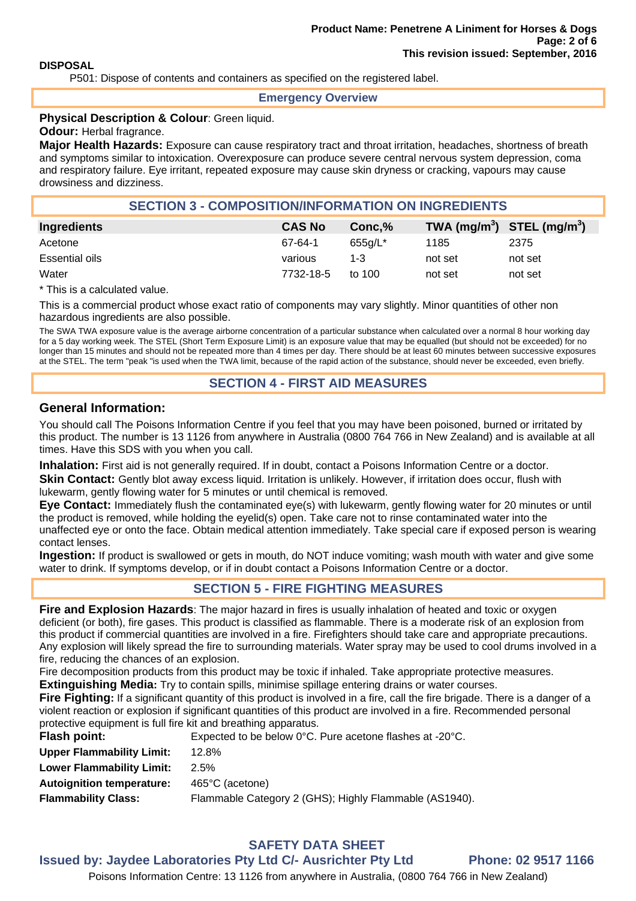**DISPOSAL**

P501: Dispose of contents and containers as specified on the registered label.

## Emergency Overview

**Physical Description & Colour**: Green liquid.

**Odour:** Herbal fragrance.

**Major Health Hazards:** Exposure can cause respiratory tract and throat irritation, headaches, shortness of breath and symptoms similar to intoxication. Overexposure can produce severe central nervous system depression, coma and respiratory failure. Eye irritant, repeated exposure may cause skin dryness or cracking, vapours may cause drowsiness and dizziness.

## SECTION 3 - COMPOSITION/INFORMATION ON INGREDIENTS

| Ingredients | CAS No | Conc,% | TWA ($mg/m^3$) | STEL ($mg/m^3$) |
|---|---|---|---|---|
| Acetone | 67-64-1 | 655g/L* | 1185 | 2375 |
| Essential oils | various | 1-3 | not set | not set |
| Water | 7732-18-5 | to 100 | not set | not set |

* This is a calculated value.

This is a commercial product whose exact ratio of components may vary slightly. Minor quantities of other non hazardous ingredients are also possible.

The SWA TWA exposure value is the average airborne concentration of a particular substance when calculated over a normal 8 hour working day for a 5 day working week. The STEL (Short Term Exposure Limit) is an exposure value that may be equalled (but should not be exceeded) for no longer than 15 minutes and should not be repeated more than 4 times per day. There should be at least 60 minutes between successive exposures at the STEL. The term "peak "is used when the TWA limit, because of the rapid action of the substance, should never be exceeded, even briefly.

## SECTION 4 - FIRST AID MEASURES

### General Information:

You should call The Poisons Information Centre if you feel that you may have been poisoned, burned or irritated by this product. The number is 13 1126 from anywhere in Australia (0800 764 766 in New Zealand) and is available at all times. Have this SDS with you when you call.

**Inhalation:** First aid is not generally required. If in doubt, contact a Poisons Information Centre or a doctor.

**Skin Contact:** Gently blot away excess liquid. Irritation is unlikely. However, if irritation does occur, flush with lukewarm, gently flowing water for 5 minutes or until chemical is removed.

**Eye Contact:** Immediately flush the contaminated eye(s) with lukewarm, gently flowing water for 20 minutes or until the product is removed, while holding the eyelid(s) open. Take care not to rinse contaminated water into the unaffected eye or onto the face. Obtain medical attention immediately. Take special care if exposed person is wearing contact lenses.

**Ingestion:** If product is swallowed or gets in mouth, do NOT induce vomiting; wash mouth with water and give some water to drink. If symptoms develop, or if in doubt contact a Poisons Information Centre or a doctor.

## SECTION 5 - FIRE FIGHTING MEASURES

**Fire and Explosion Hazards**: The major hazard in fires is usually inhalation of heated and toxic or oxygen deficient (or both), fire gases. This product is classified as flammable. There is a moderate risk of an explosion from this product if commercial quantities are involved in a fire. Firefighters should take care and appropriate precautions. Any explosion will likely spread the fire to surrounding materials. Water spray may be used to cool drums involved in a fire, reducing the chances of an explosion.

Fire decomposition products from this product may be toxic if inhaled. Take appropriate protective measures.

**Extinguishing Media:** Try to contain spills, minimise spillage entering drains or water courses.

**Fire Fighting:** If a significant quantity of this product is involved in a fire, call the fire brigade. There is a danger of a violent reaction or explosion if significant quantities of this product are involved in a fire. Recommended personal protective equipment is full fire kit and breathing apparatus.

| | |
|---|---|
| **Flash point:** | Expected to be below 0°C. Pure acetone flashes at -20°C. |
| **Upper Flammability Limit:** | 12.8% |
| **Lower Flammability Limit:** | 2.5% |
| **Autoignition temperature:** | 465°C (acetone) |
| **Flammability Class:** | Flammable Category 2 (GHS); Highly Flammable (AS1940). |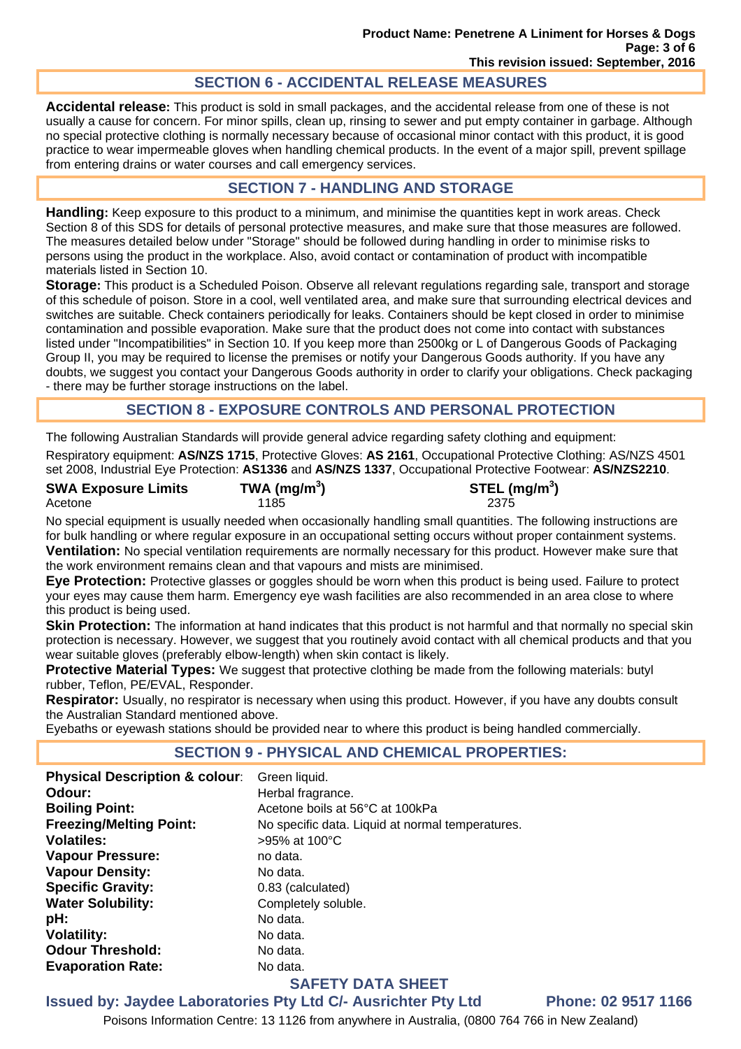## SECTION 6 - ACCIDENTAL RELEASE MEASURES

**Accidental release:** This product is sold in small packages, and the accidental release from one of these is not usually a cause for concern. For minor spills, clean up, rinsing to sewer and put empty container in garbage. Although no special protective clothing is normally necessary because of occasional minor contact with this product, it is good practice to wear impermeable gloves when handling chemical products. In the event of a major spill, prevent spillage from entering drains or water courses and call emergency services.

## SECTION 7 - HANDLING AND STORAGE

**Handling:** Keep exposure to this product to a minimum, and minimise the quantities kept in work areas. Check Section 8 of this SDS for details of personal protective measures, and make sure that those measures are followed. The measures detailed below under "Storage" should be followed during handling in order to minimise risks to persons using the product in the workplace. Also, avoid contact or contamination of product with incompatible materials listed in Section 10.

**Storage:** This product is a Scheduled Poison. Observe all relevant regulations regarding sale, transport and storage of this schedule of poison. Store in a cool, well ventilated area, and make sure that surrounding electrical devices and switches are suitable. Check containers periodically for leaks. Containers should be kept closed in order to minimise contamination and possible evaporation. Make sure that the product does not come into contact with substances listed under "Incompatibilities" in Section 10. If you keep more than 2500kg or L of Dangerous Goods of Packaging Group II, you may be required to license the premises or notify your Dangerous Goods authority. If you have any doubts, we suggest you contact your Dangerous Goods authority in order to clarify your obligations. Check packaging - there may be further storage instructions on the label.

## SECTION 8 - EXPOSURE CONTROLS AND PERSONAL PROTECTION

The following Australian Standards will provide general advice regarding safety clothing and equipment:

Respiratory equipment: **AS/NZS 1715**, Protective Gloves: **AS 2161**, Occupational Protective Clothing: AS/NZS 4501 set 2008, Industrial Eye Protection: **AS1336** and **AS/NZS 1337**, Occupational Protective Footwear: **AS/NZS2210**.

| SWA Exposure Limits | TWA (mg/m$^3$) | STEL (mg/m$^3$) |
|---|---|---|
| Acetone | 1185 | 2375 |

No special equipment is usually needed when occasionally handling small quantities. The following instructions are for bulk handling or where regular exposure in an occupational setting occurs without proper containment systems.

**Ventilation:** No special ventilation requirements are normally necessary for this product. However make sure that the work environment remains clean and that vapours and mists are minimised.

**Eye Protection:** Protective glasses or goggles should be worn when this product is being used. Failure to protect your eyes may cause them harm. Emergency eye wash facilities are also recommended in an area close to where this product is being used.

**Skin Protection:** The information at hand indicates that this product is not harmful and that normally no special skin protection is necessary. However, we suggest that you routinely avoid contact with all chemical products and that you wear suitable gloves (preferably elbow-length) when skin contact is likely.

**Protective Material Types:** We suggest that protective clothing be made from the following materials: butyl rubber, Teflon, PE/EVAL, Responder.

**Respirator:** Usually, no respirator is necessary when using this product. However, if you have any doubts consult the Australian Standard mentioned above.

Eyebaths or eyewash stations should be provided near to where this product is being handled commercially.

## SECTION 9 - PHYSICAL AND CHEMICAL PROPERTIES:

| | |
|---|---|
| **Physical Description & colour**: | Green liquid. |
| **Odour:** | Herbal fragrance. |
| **Boiling Point:** | Acetone boils at 56°C at 100kPa |
| **Freezing/Melting Point:** | No specific data. Liquid at normal temperatures. |
| **Volatiles:** | >95% at 100°C |
| **Vapour Pressure:** | no data. |
| **Vapour Density:** | No data. |
| **Specific Gravity:** | 0.83 (calculated) |
| **Water Solubility:** | Completely soluble. |
| **pH:** | No data. |
| **Volatility:** | No data. |
| **Odour Threshold:** | No data. |
| **Evaporation Rate:** | No data. |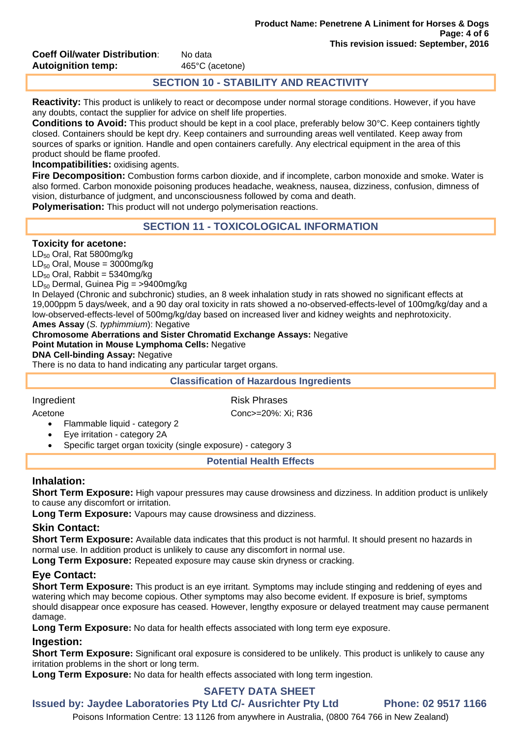**Coeff Oil/water Distribution**: No data
**Autoignition temp:** 465°C (acetone)

## SECTION 10 - STABILITY AND REACTIVITY

**Reactivity:** This product is unlikely to react or decompose under normal storage conditions. However, if you have any doubts, contact the supplier for advice on shelf life properties.
**Conditions to Avoid:** This product should be kept in a cool place, preferably below 30°C. Keep containers tightly closed. Containers should be kept dry. Keep containers and surrounding areas well ventilated. Keep away from sources of sparks or ignition. Handle and open containers carefully. Any electrical equipment in the area of this product should be flame proofed.
**Incompatibilities:** oxidising agents.
**Fire Decomposition:** Combustion forms carbon dioxide, and if incomplete, carbon monoxide and smoke. Water is also formed. Carbon monoxide poisoning produces headache, weakness, nausea, dizziness, confusion, dimness of vision, disturbance of judgment, and unconsciousness followed by coma and death.
**Polymerisation:** This product will not undergo polymerisation reactions.

## SECTION 11 - TOXICOLOGICAL INFORMATION

**Toxicity for acetone:**
$LD_{50}$ Oral, Rat 5800mg/kg
$LD_{50}$ Oral, Mouse = 3000mg/kg
$LD_{50}$ Oral, Rabbit = 5340mg/kg
$LD_{50}$ Dermal, Guinea Pig = >9400mg/kg
In Delayed (Chronic and subchronic) studies, an 8 week inhalation study in rats showed no significant effects at 19,000ppm 5 days/week, and a 90 day oral toxicity in rats showed a no-observed-effects-level of 100mg/kg/day and a low-observed-effects-level of 500mg/kg/day based on increased liver and kidney weights and nephrotoxicity.
**Ames Assay** (*S. typhimmium*): Negative
**Chromosome Aberrations and Sister Chromatid Exchange Assays:** Negative
**Point Mutation in Mouse Lymphoma Cells:** Negative
**DNA Cell-binding Assay:** Negative
There is no data to hand indicating any particular target organs.

### Classification of Hazardous Ingredients

| Ingredient | Risk Phrases |
|---|---|
| Acetone | Conc>=20%: Xi; R36 |

- Flammable liquid - category 2
- Eye irritation - category 2A
- Specific target organ toxicity (single exposure) - category 3

### Potential Health Effects

#### Inhalation:

**Short Term Exposure:** High vapour pressures may cause drowsiness and dizziness. In addition product is unlikely to cause any discomfort or irritation.
**Long Term Exposure:** Vapours may cause drowsiness and dizziness.

#### Skin Contact:

**Short Term Exposure:** Available data indicates that this product is not harmful. It should present no hazards in normal use. In addition product is unlikely to cause any discomfort in normal use.
**Long Term Exposure:** Repeated exposure may cause skin dryness or cracking.

#### Eye Contact:

**Short Term Exposure:** This product is an eye irritant. Symptoms may include stinging and reddening of eyes and watering which may become copious. Other symptoms may also become evident. If exposure is brief, symptoms should disappear once exposure has ceased. However, lengthy exposure or delayed treatment may cause permanent damage.
**Long Term Exposure:** No data for health effects associated with long term eye exposure.

#### Ingestion:

**Short Term Exposure:** Significant oral exposure is considered to be unlikely. This product is unlikely to cause any irritation problems in the short or long term.
**Long Term Exposure:** No data for health effects associated with long term ingestion.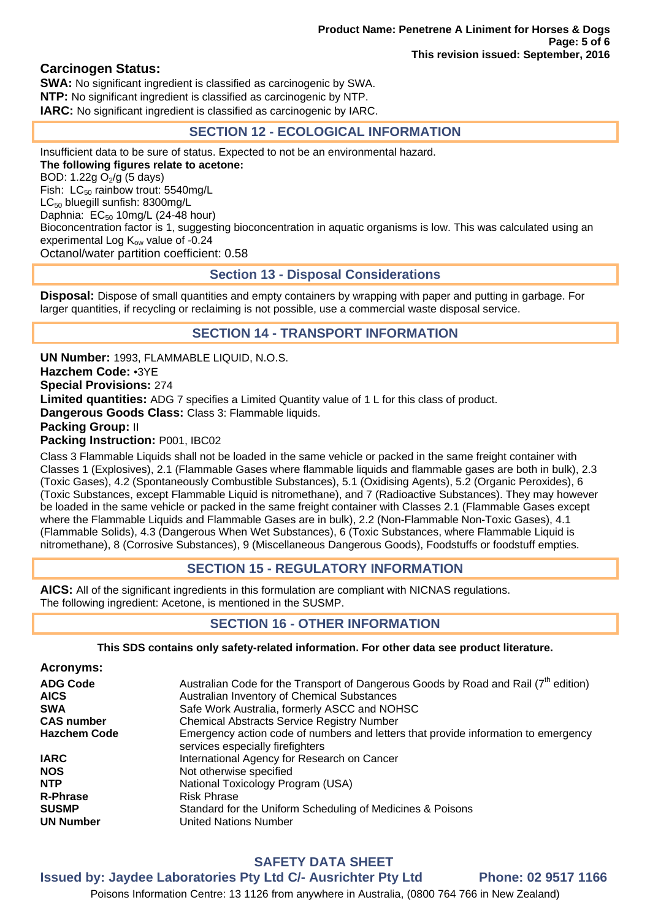## Carcinogen Status:

**SWA:** No significant ingredient is classified as carcinogenic by SWA.
**NTP:** No significant ingredient is classified as carcinogenic by NTP.
**IARC:** No significant ingredient is classified as carcinogenic by IARC.

## SECTION 12 - ECOLOGICAL INFORMATION

Insufficient data to be sure of status. Expected to not be an environmental hazard.
**The following figures relate to acetone:**
BOD: 1.22g $O_2$/g (5 days)
Fish: $LC_{50}$ rainbow trout: 5540mg/L
$LC_{50}$ bluegill sunfish: 8300mg/L
Daphnia: $EC_{50}$ 10mg/L (24-48 hour)
Bioconcentration factor is 1, suggesting bioconcentration in aquatic organisms is low. This was calculated using an experimental Log $K_{ow}$ value of -0.24
Octanol/water partition coefficient: 0.58

## Section 13 - Disposal Considerations

**Disposal:** Dispose of small quantities and empty containers by wrapping with paper and putting in garbage. For larger quantities, if recycling or reclaiming is not possible, use a commercial waste disposal service.

## SECTION 14 - TRANSPORT INFORMATION

**UN Number:** 1993, FLAMMABLE LIQUID, N.O.S.
**Hazchem Code:** •3YE
**Special Provisions:** 274
**Limited quantities:** ADG 7 specifies a Limited Quantity value of 1 L for this class of product.
**Dangerous Goods Class:** Class 3: Flammable liquids.
**Packing Group:** II
**Packing Instruction:** P001, IBC02

Class 3 Flammable Liquids shall not be loaded in the same vehicle or packed in the same freight container with Classes 1 (Explosives), 2.1 (Flammable Gases where flammable liquids and flammable gases are both in bulk), 2.3 (Toxic Gases), 4.2 (Spontaneously Combustible Substances), 5.1 (Oxidising Agents), 5.2 (Organic Peroxides), 6 (Toxic Substances, except Flammable Liquid is nitromethane), and 7 (Radioactive Substances). They may however be loaded in the same vehicle or packed in the same freight container with Classes 2.1 (Flammable Gases except where the Flammable Liquids and Flammable Gases are in bulk), 2.2 (Non-Flammable Non-Toxic Gases), 4.1 (Flammable Solids), 4.3 (Dangerous When Wet Substances), 6 (Toxic Substances, where Flammable Liquid is nitromethane), 8 (Corrosive Substances), 9 (Miscellaneous Dangerous Goods), Foodstuffs or foodstuff empties.

## SECTION 15 - REGULATORY INFORMATION

**AICS:** All of the significant ingredients in this formulation are compliant with NICNAS regulations.
The following ingredient: Acetone, is mentioned in the SUSMP.

## SECTION 16 - OTHER INFORMATION

**This SDS contains only safety-related information. For other data see product literature.**

**Acronyms:**

| | |
|---|---|
| **ADG Code** | Australian Code for the Transport of Dangerous Goods by Road and Rail (7th edition) |
| **AICS** | Australian Inventory of Chemical Substances |
| **SWA** | Safe Work Australia, formerly ASCC and NOHSC |
| **CAS number** | Chemical Abstracts Service Registry Number |
| **Hazchem Code** | Emergency action code of numbers and letters that provide information to emergency services especially firefighters |
| **IARC** | International Agency for Research on Cancer |
| **NOS** | Not otherwise specified |
| **NTP** | National Toxicology Program (USA) |
| **R-Phrase** | Risk Phrase |
| **SUSMP** | Standard for the Uniform Scheduling of Medicines & Poisons |
| **UN Number** | United Nations Number |

**SAFETY DATA SHEET**

**Issued by: Jaydee Laboratories Pty Ltd C/- Ausrichter Pty Ltd** **Phone: 02 9517 1166**

Poisons Information Centre: 13 1126 from anywhere in Australia, (0800 764 766 in New Zealand)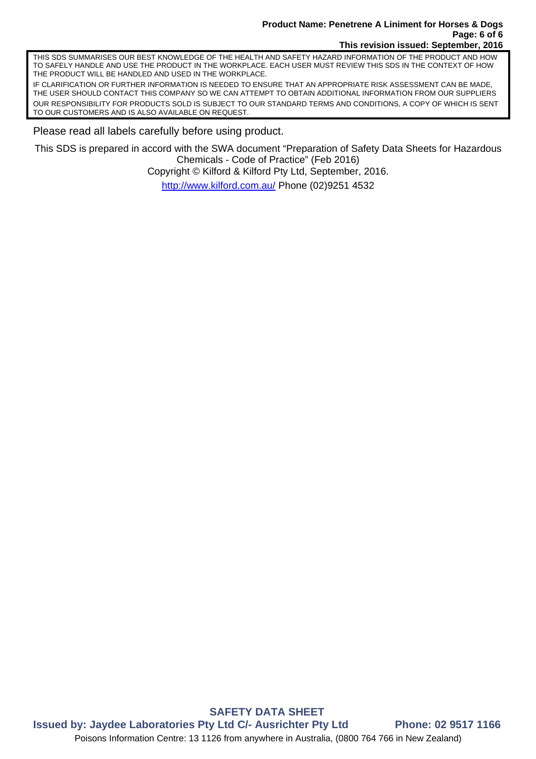THIS SDS SUMMARISES OUR BEST KNOWLEDGE OF THE HEALTH AND SAFETY HAZARD INFORMATION OF THE PRODUCT AND HOW TO SAFELY HANDLE AND USE THE PRODUCT IN THE WORKPLACE. EACH USER MUST REVIEW THIS SDS IN THE CONTEXT OF HOW THE PRODUCT WILL BE HANDLED AND USED IN THE WORKPLACE.

IF CLARIFICATION OR FURTHER INFORMATION IS NEEDED TO ENSURE THAT AN APPROPRIATE RISK ASSESSMENT CAN BE MADE, THE USER SHOULD CONTACT THIS COMPANY SO WE CAN ATTEMPT TO OBTAIN ADDITIONAL INFORMATION FROM OUR SUPPLIERS

OUR RESPONSIBILITY FOR PRODUCTS SOLD IS SUBJECT TO OUR STANDARD TERMS AND CONDITIONS, A COPY OF WHICH IS SENT TO OUR CUSTOMERS AND IS ALSO AVAILABLE ON REQUEST.

Please read all labels carefully before using product.

This SDS is prepared in accord with the SWA document "Preparation of Safety Data Sheets for Hazardous Chemicals - Code of Practice" (Feb 2016)

Copyright © Kilford & Kilford Pty Ltd, September, 2016.

http://www.kilford.com.au/ Phone (02)9251 4532